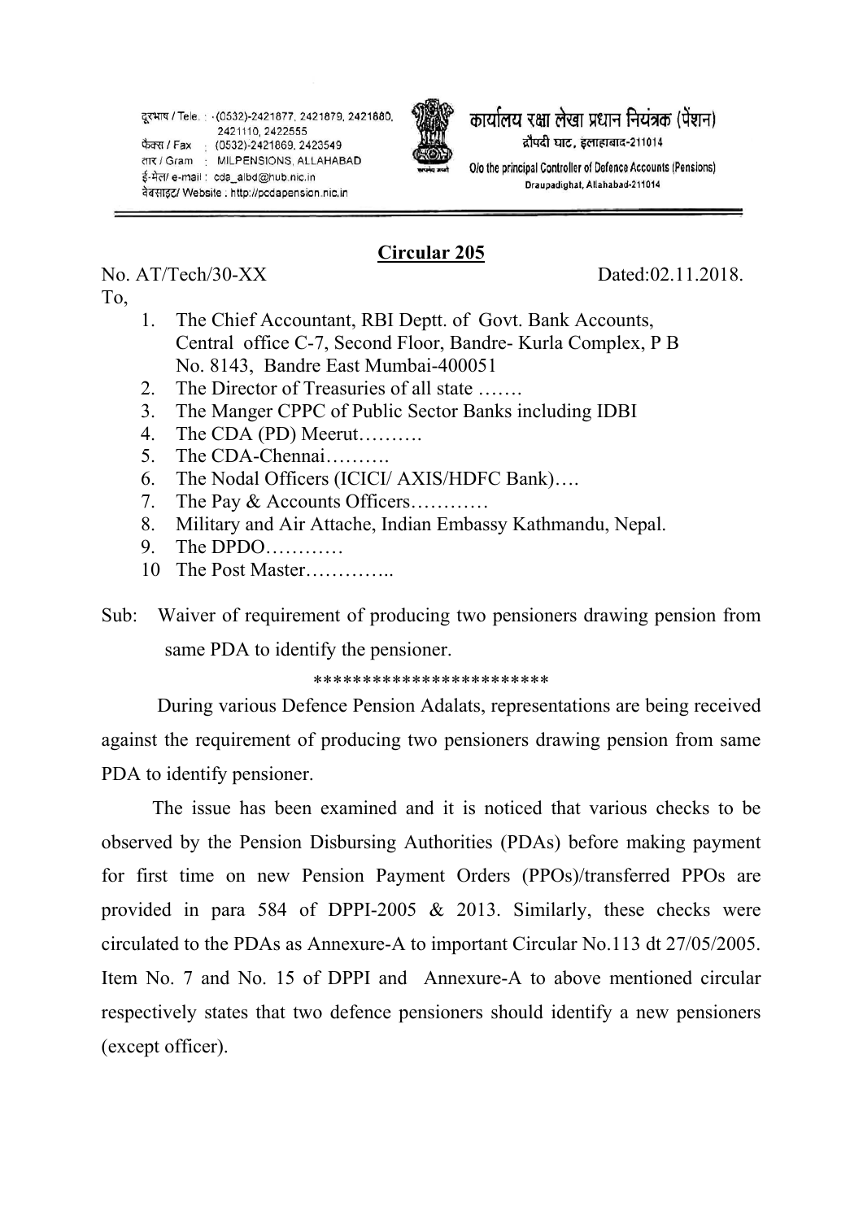दूरभाष / Tele. : (0532)-2421877, 2421879, 2421880, 2421110, 2422555
फैक्स / Fax : (0532)-2421869, 2423549
तार / Gram : MILPENSIONS, ALLAHABAD
ई-मेल/ e-mail : cda_albd@hub.nic.in
वेबसाइट/ Website : http://pcdapension.nic.in

कार्यालय रक्षा लेखा प्रधान नियंत्रक (पेंशन)
द्रौपदी घाट, इलाहाबाद-211014
O/o the principal Controller of Defence Accounts (Pensions)
Draupadighat, Allahabad-211014

## Circular 205

No. AT/Tech/30-XX Dated:02.11.2018.

To,

1. The Chief Accountant, RBI Deptt. of Govt. Bank Accounts, Central office C-7, Second Floor, Bandre- Kurla Complex, P B No. 8143, Bandre East Mumbai-400051
2. The Director of Treasuries of all state …….
3. The Manger CPPC of Public Sector Banks including IDBI
4. The CDA (PD) Meerut……….
5. The CDA-Chennai……….
6. The Nodal Officers (ICICI/ AXIS/HDFC Bank)….
7. The Pay & Accounts Officers…………
8. Military and Air Attache, Indian Embassy Kathmandu, Nepal.
9. The DPDO…………
10. The Post Master…………..

Sub: Waiver of requirement of producing two pensioners drawing pension from same PDA to identify the pensioner.

************************

During various Defence Pension Adalats, representations are being received against the requirement of producing two pensioners drawing pension from same PDA to identify pensioner.

The issue has been examined and it is noticed that various checks to be observed by the Pension Disbursing Authorities (PDAs) before making payment for first time on new Pension Payment Orders (PPOs)/transferred PPOs are provided in para 584 of DPPI-2005 & 2013. Similarly, these checks were circulated to the PDAs as Annexure-A to important Circular No.113 dt 27/05/2005. Item No. 7 and No. 15 of DPPI and Annexure-A to above mentioned circular respectively states that two defence pensioners should identify a new pensioners (except officer).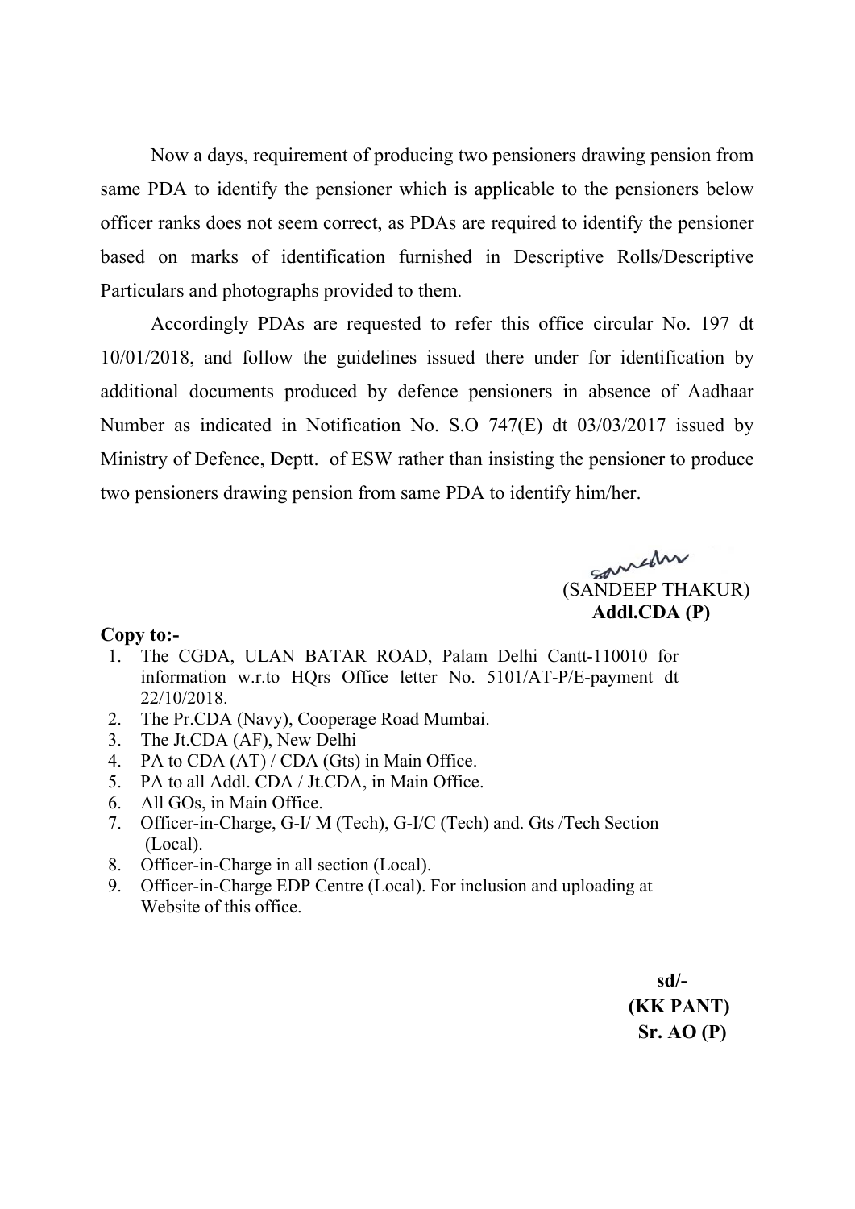Now a days, requirement of producing two pensioners drawing pension from same PDA to identify the pensioner which is applicable to the pensioners below officer ranks does not seem correct, as PDAs are required to identify the pensioner based on marks of identification furnished in Descriptive Rolls/Descriptive Particulars and photographs provided to them.

Accordingly PDAs are requested to refer this office circular No. 197 dt 10/01/2018, and follow the guidelines issued there under for identification by additional documents produced by defence pensioners in absence of Aadhaar Number as indicated in Notification No. S.O 747(E) dt 03/03/2017 issued by Ministry of Defence, Deptt. of ESW rather than insisting the pensioner to produce two pensioners drawing pension from same PDA to identify him/her.

(SANDEEP THAKUR)
**Addl.CDA (P)**

**Copy to:-**

1. The CGDA, ULAN BATAR ROAD, Palam Delhi Cantt-110010 for information w.r.to HQrs Office letter No. 5101/AT-P/E-payment dt 22/10/2018.
2. The Pr.CDA (Navy), Cooperage Road Mumbai.
3. The Jt.CDA (AF), New Delhi
4. PA to CDA (AT) / CDA (Gts) in Main Office.
5. PA to all Addl. CDA / Jt.CDA, in Main Office.
6. All GOs, in Main Office.
7. Officer-in-Charge, G-I/ M (Tech), G-I/C (Tech) and. Gts /Tech Section (Local).
8. Officer-in-Charge in all section (Local).
9. Officer-in-Charge EDP Centre (Local). For inclusion and uploading at Website of this office.

**sd/-**
**(KK PANT)**
**Sr. AO (P)**